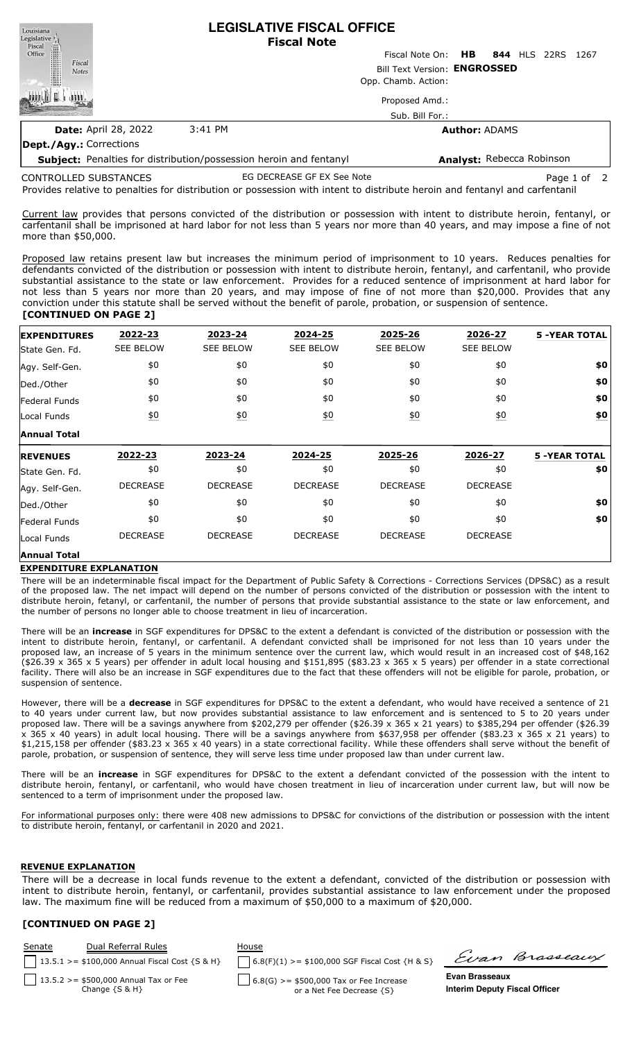# LEGISLATIVE FISCAL OFFICE
## Fiscal Note

Fiscal Note On: **HB 844** HLS 22RS 1267

Bill Text Version: **ENGROSSED**

Opp. Chamb. Action:

Proposed Amd.:

Sub. Bill For.:

**Date:** April 28, 2022 3:41 PM

**Author:** ADAMS

**Dept./Agy.:** Corrections

**Subject:** Penalties for distribution/possession heroin and fentanyl

**Analyst:** Rebecca Robinson

CONTROLLED SUBSTANCES EG DECREASE GF EX See Note

Provides relative to penalties for distribution or possession with intent to distribute heroin and fentanyl and carfentanil

Current law provides that persons convicted of the distribution or possession with intent to distribute heroin, fentanyl, or carfentanil shall be imprisoned at hard labor for not less than 5 years nor more than 40 years, and may impose a fine of not more than $50,000.

Proposed law retains present law but increases the minimum period of imprisonment to 10 years. Reduces penalties for defendants convicted of the distribution or possession with intent to distribute heroin, fentanyl, and carfentanil, who provide substantial assistance to the state or law enforcement. Provides for a reduced sentence of imprisonment at hard labor for not less than 5 years nor more than 20 years, and may impose of fine of not more than $20,000. Provides that any conviction under this statute shall be served without the benefit of parole, probation, or suspension of sentence.
**[CONTINUED ON PAGE 2]**

| EXPENDITURES | 2022-23 | 2023-24 | 2024-25 | 2025-26 | 2026-27 | 5 -YEAR TOTAL |
|---|---|---|---|---|---|---|
| State Gen. Fd. | SEE BELOW | SEE BELOW | SEE BELOW | SEE BELOW | SEE BELOW | |
| Agy. Self-Gen. | $0 | $0 | $0 | $0 | $0 | **$0** |
| Ded./Other | $0 | $0 | $0 | $0 | $0 | **$0** |
| Federal Funds | $0 | $0 | $0 | $0 | $0 | **$0** |
| Local Funds | $0 | $0 | $0 | $0 | $0 | **$0** |
| **Annual Total** | | | | | | |

| REVENUES | 2022-23 | 2023-24 | 2024-25 | 2025-26 | 2026-27 | 5 -YEAR TOTAL |
|---|---|---|---|---|---|---|
| State Gen. Fd. | $0 | $0 | $0 | $0 | $0 | **$0** |
| Agy. Self-Gen. | DECREASE | DECREASE | DECREASE | DECREASE | DECREASE | |
| Ded./Other | $0 | $0 | $0 | $0 | $0 | **$0** |
| Federal Funds | $0 | $0 | $0 | $0 | $0 | **$0** |
| Local Funds | DECREASE | DECREASE | DECREASE | DECREASE | DECREASE | |
| **Annual Total** | | | | | | |

**EXPENDITURE EXPLANATION**

There will be an indeterminable fiscal impact for the Department of Public Safety & Corrections - Corrections Services (DPS&C) as a result of the proposed law. The net impact will depend on the number of persons convicted of the distribution or possession with the intent to distribute heroin, fetanyl, or carfentanil, the number of persons that provide substantial assistance to the state or law enforcement, and the number of persons no longer able to choose treatment in lieu of incarceration.

There will be an **increase** in SGF expenditures for DPS&C to the extent a defendant is convicted of the distribution or possession with the intent to distribute heroin, fentanyl, or carfentanil. A defendant convicted shall be imprisoned for not less than 10 years under the proposed law, an increase of 5 years in the minimum sentence over the current law, which would result in an increased cost of $48,162 ($26.39 x 365 x 5 years) per offender in adult local housing and $151,895 ($83.23 x 365 x 5 years) per offender in a state correctional facility. There will also be an increase in SGF expenditures due to the fact that these offenders will not be eligible for parole, probation, or suspension of sentence.

However, there will be a **decrease** in SGF expenditures for DPS&C to the extent a defendant, who would have received a sentence of 21 to 40 years under current law, but now provides substantial assistance to law enforcement and is sentenced to 5 to 20 years under proposed law. There will be a savings anywhere from $202,279 per offender ($26.39 x 365 x 21 years) to $385,294 per offender ($26.39 x 365 x 40 years) in adult local housing. There will be a savings anywhere from $637,958 per offender ($83.23 x 365 x 21 years) to $1,215,158 per offender ($83.23 x 365 x 40 years) in a state correctional facility. While these offenders shall serve without the benefit of parole, probation, or suspension of sentence, they will serve less time under proposed law than under current law.

There will be an **increase** in SGF expenditures for DPS&C to the extent a defendant convicted of the possession with the intent to distribute heroin, fentanyl, or carfentanil, who would have chosen treatment in lieu of incarceration under current law, but will now be sentenced to a term of imprisonment under the proposed law.

For informational purposes only: there were 408 new admissions to DPS&C for convictions of the distribution or possession with the intent to distribute heroin, fentanyl, or carfentanil in 2020 and 2021.

**REVENUE EXPLANATION**

There will be a decrease in local funds revenue to the extent a defendant, convicted of the distribution or possession with intent to distribute heroin, fentanyl, or carfentanil, provides substantial assistance to law enforcement under the proposed law. The maximum fine will be reduced from a maximum of $50,000 to a maximum of $20,000.

**[CONTINUED ON PAGE 2]**

| Senate | Dual Referral Rules | House |
|---|---|---|
| | 13.5.1 >= $100,000 Annual Fiscal Cost {S & H} | 6.8(F)(1) >= $100,000 SGF Fiscal Cost {H & S} |
| | 13.5.2 >= $500,000 Annual Tax or Fee Change {S & H} | 6.8(G) >= $500,000 Tax or Fee Increase or a Net Fee Decrease {S} |

Evan Brasseaux

**Evan Brasseaux**
**Interim Deputy Fiscal Officer**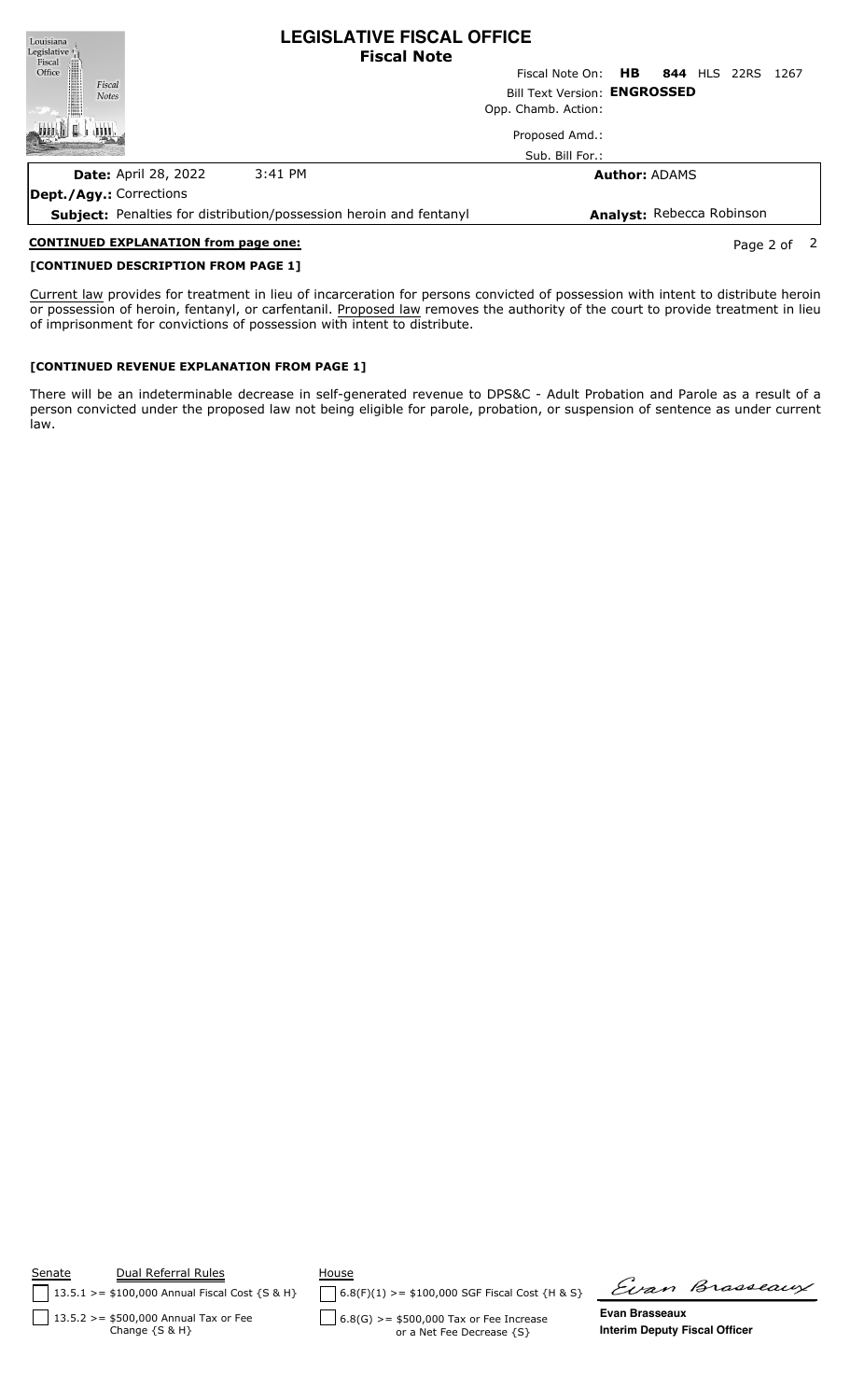# LEGISLATIVE FISCAL OFFICE
## Fiscal Note

Fiscal Note On: **HB 844** HLS 22RS 1267

Bill Text Version: **ENGROSSED**

Opp. Chamb. Action:

Proposed Amd.:

Sub. Bill For.:

| | |
|---|---|
| **Date:** April 28, 2022 3:41 PM | **Author:** ADAMS |
| **Dept./Agy.:** Corrections | |
| **Subject:** Penalties for distribution/possession heroin and fentanyl | **Analyst:** Rebecca Robinson |

**CONTINUED EXPLANATION from page one:**

**[CONTINUED DESCRIPTION FROM PAGE 1]**

Current law provides for treatment in lieu of incarceration for persons convicted of possession with intent to distribute heroin or possession of heroin, fentanyl, or carfentanil. Proposed law removes the authority of the court to provide treatment in lieu of imprisonment for convictions of possession with intent to distribute.

**[CONTINUED REVENUE EXPLANATION FROM PAGE 1]**

There will be an indeterminable decrease in self-generated revenue to DPS&C - Adult Probation and Parole as a result of a person convicted under the proposed law not being eligible for parole, probation, or suspension of sentence as under current law.

Senate Dual Referral Rules

- [ ] 13.5.1 >= $100,000 Annual Fiscal Cost {S & H}
- [ ] 13.5.2 >= $500,000 Annual Tax or Fee Change {S & H}

House

- [ ] 6.8(F)(1) >= $100,000 SGF Fiscal Cost {H & S}
- [ ] 6.8(G) >= $500,000 Tax or Fee Increase or a Net Fee Decrease {S}

Evan Brasseaux

**Evan Brasseaux**
**Interim Deputy Fiscal Officer**